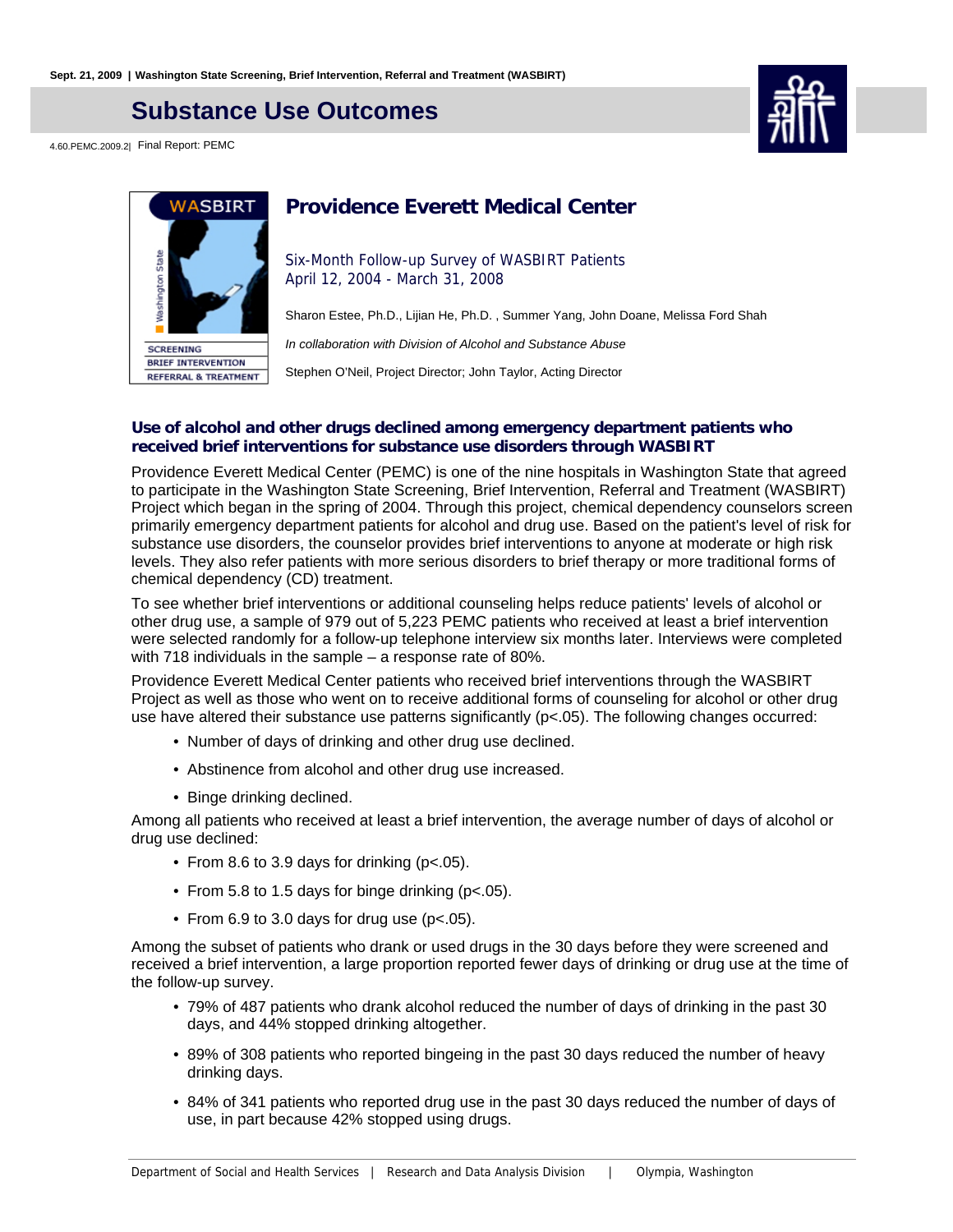Sept. 21, 2009 | Washington State Screening, Brief Intervention, Referral and Treatment (WASBIRT)

# Substance Use Outcomes

4.60.PEMC.2009.2| Final Report: PEMC

## Providence Everett Medical Center

Six-Month Follow-up Survey of WASBIRT Patients
April 12, 2004 - March 31, 2008

Sharon Estee, Ph.D., Lijian He, Ph.D. , Summer Yang, John Doane, Melissa Ford Shah

*In collaboration with Division of Alcohol and Substance Abuse*

Stephen O'Neil, Project Director; John Taylor, Acting Director

### Use of alcohol and other drugs declined among emergency department patients who received brief interventions for substance use disorders through WASBIRT

Providence Everett Medical Center (PEMC) is one of the nine hospitals in Washington State that agreed to participate in the Washington State Screening, Brief Intervention, Referral and Treatment (WASBIRT) Project which began in the spring of 2004. Through this project, chemical dependency counselors screen primarily emergency department patients for alcohol and drug use. Based on the patient's level of risk for substance use disorders, the counselor provides brief interventions to anyone at moderate or high risk levels. They also refer patients with more serious disorders to brief therapy or more traditional forms of chemical dependency (CD) treatment.

To see whether brief interventions or additional counseling helps reduce patients' levels of alcohol or other drug use, a sample of 979 out of 5,223 PEMC patients who received at least a brief intervention were selected randomly for a follow-up telephone interview six months later. Interviews were completed with 718 individuals in the sample – a response rate of 80%.

Providence Everett Medical Center patients who received brief interventions through the WASBIRT Project as well as those who went on to receive additional forms of counseling for alcohol or other drug use have altered their substance use patterns significantly ($p<.05$). The following changes occurred:

- Number of days of drinking and other drug use declined.
- Abstinence from alcohol and other drug use increased.
- Binge drinking declined.

Among all patients who received at least a brief intervention, the average number of days of alcohol or drug use declined:

- From 8.6 to 3.9 days for drinking ($p<.05$).
- From 5.8 to 1.5 days for binge drinking ($p<.05$).
- From 6.9 to 3.0 days for drug use ($p<.05$).

Among the subset of patients who drank or used drugs in the 30 days before they were screened and received a brief intervention, a large proportion reported fewer days of drinking or drug use at the time of the follow-up survey.

- 79% of 487 patients who drank alcohol reduced the number of days of drinking in the past 30 days, and 44% stopped drinking altogether.
- 89% of 308 patients who reported bingeing in the past 30 days reduced the number of heavy drinking days.
- 84% of 341 patients who reported drug use in the past 30 days reduced the number of days of use, in part because 42% stopped using drugs.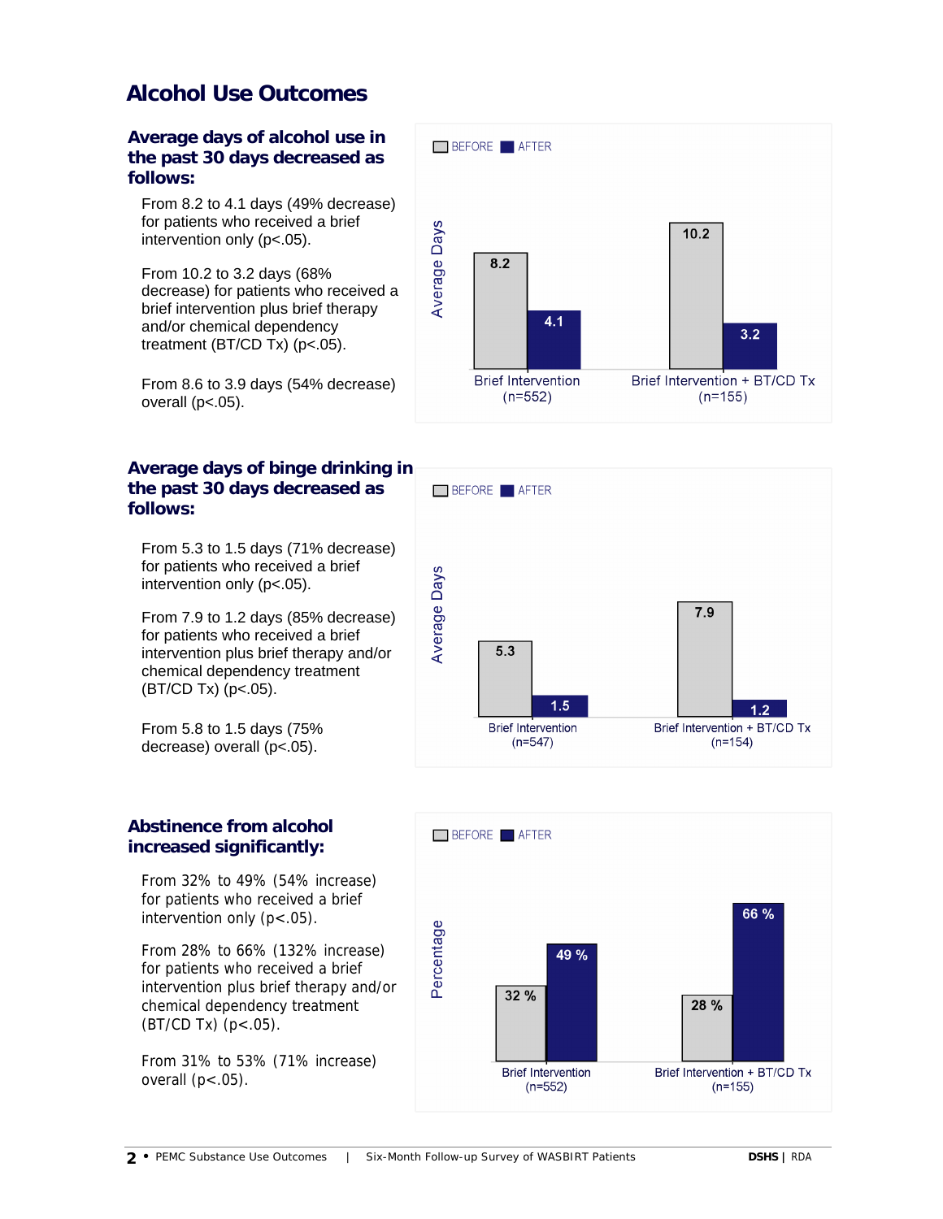# Alcohol Use Outcomes

## Average days of alcohol use in the past 30 days decreased as follows:

From 8.2 to 4.1 days (49% decrease) for patients who received a brief intervention only (p<.05).

From 10.2 to 3.2 days (68% decrease) for patients who received a brief intervention plus brief therapy and/or chemical dependency treatment (BT/CD Tx) (p<.05).

From 8.6 to 3.9 days (54% decrease) overall (p<.05).

| Average Days | BEFORE | AFTER |
|---|---|---|
| Brief Intervention (n=552) | 8.2 | 4.1 |
| Brief Intervention + BT/CD Tx (n=155) | 10.2 | 3.2 |

## Average days of binge drinking in the past 30 days decreased as follows:

From 5.3 to 1.5 days (71% decrease) for patients who received a brief intervention only (p<.05).

From 7.9 to 1.2 days (85% decrease) for patients who received a brief intervention plus brief therapy and/or chemical dependency treatment (BT/CD Tx) (p<.05).

From 5.8 to 1.5 days (75% decrease) overall (p<.05).

| Average Days | BEFORE | AFTER |
|---|---|---|
| Brief Intervention (n=547) | 5.3 | 1.5 |
| Brief Intervention + BT/CD Tx (n=154) | 7.9 | 1.2 |

## Abstinence from alcohol increased significantly:

From 32% to 49% (54% increase) for patients who received a brief intervention only (p<.05).

From 28% to 66% (132% increase) for patients who received a brief intervention plus brief therapy and/or chemical dependency treatment (BT/CD Tx) (p<.05).

From 31% to 53% (71% increase) overall (p<.05).

| Percentage | BEFORE | AFTER |
|---|---|---|
| Brief Intervention (n=552) | 32 % | 49 % |
| Brief Intervention + BT/CD Tx (n=155) | 28 % | 66 % |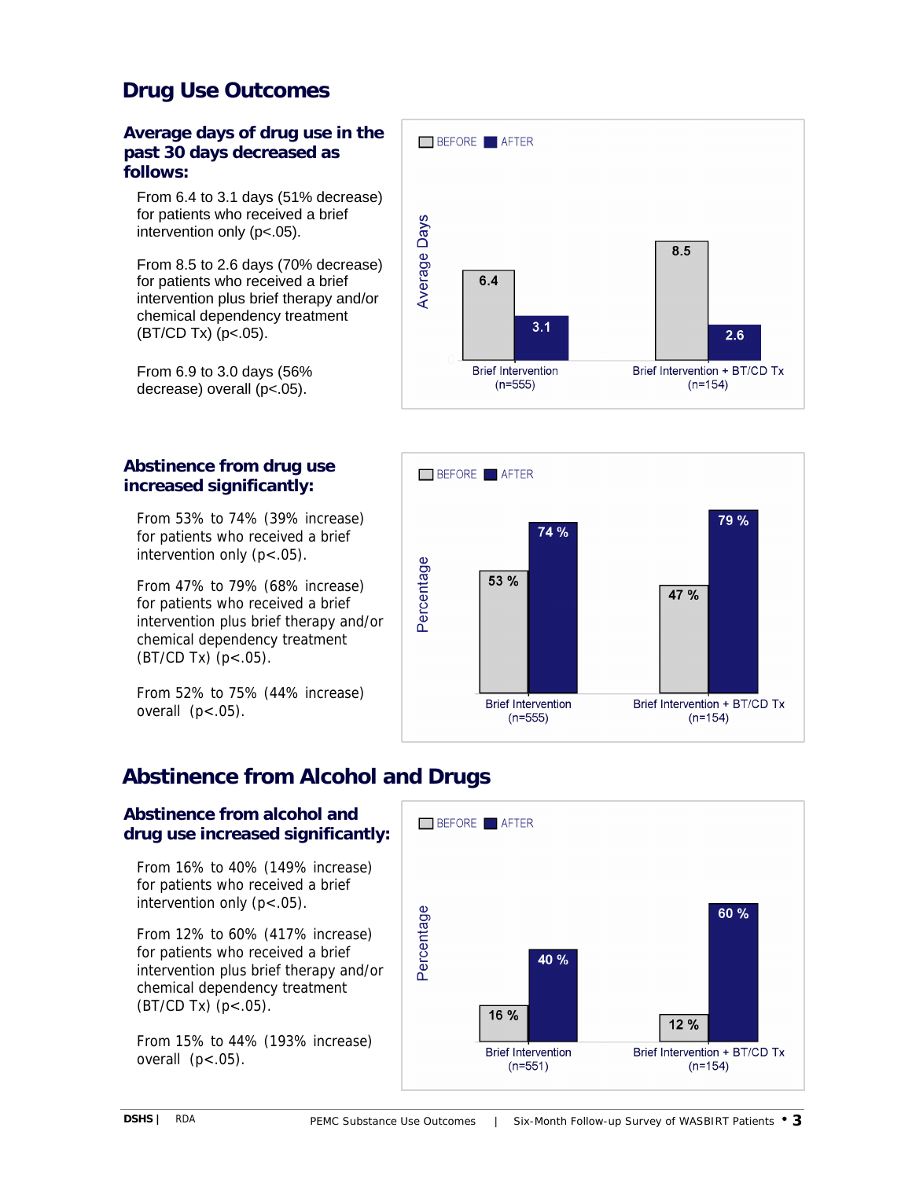# Drug Use Outcomes

### Average days of drug use in the past 30 days decreased as follows:

From 6.4 to 3.1 days (51% decrease) for patients who received a brief intervention only ($p<.05$).

From 8.5 to 2.6 days (70% decrease) for patients who received a brief intervention plus brief therapy and/or chemical dependency treatment (BT/CD Tx) ($p<.05$).

From 6.9 to 3.0 days (56% decrease) overall ($p<.05$).

| Average Days | BEFORE | AFTER |
|---|---|---|
| Brief Intervention (n=555) | 6.4 | 3.1 |
| Brief Intervention + BT/CD Tx (n=154) | 8.5 | 2.6 |

### Abstinence from drug use increased significantly:

From 53% to 74% (39% increase) for patients who received a brief intervention only ($p<.05$).

From 47% to 79% (68% increase) for patients who received a brief intervention plus brief therapy and/or chemical dependency treatment (BT/CD Tx) ($p<.05$).

From 52% to 75% (44% increase) overall ($p<.05$).

| Percentage | BEFORE | AFTER |
|---|---|---|
| Brief Intervention (n=555) | 53 % | 74 % |
| Brief Intervention + BT/CD Tx (n=154) | 47 % | 79 % |

# Abstinence from Alcohol and Drugs

### Abstinence from alcohol and drug use increased significantly:

From 16% to 40% (149% increase) for patients who received a brief intervention only ($p<.05$).

From 12% to 60% (417% increase) for patients who received a brief intervention plus brief therapy and/or chemical dependency treatment (BT/CD Tx) ($p<.05$).

From 15% to 44% (193% increase) overall ($p<.05$).

| Percentage | BEFORE | AFTER |
|---|---|---|
| Brief Intervention (n=551) | 16 % | 40 % |
| Brief Intervention + BT/CD Tx (n=154) | 12 % | 60 % |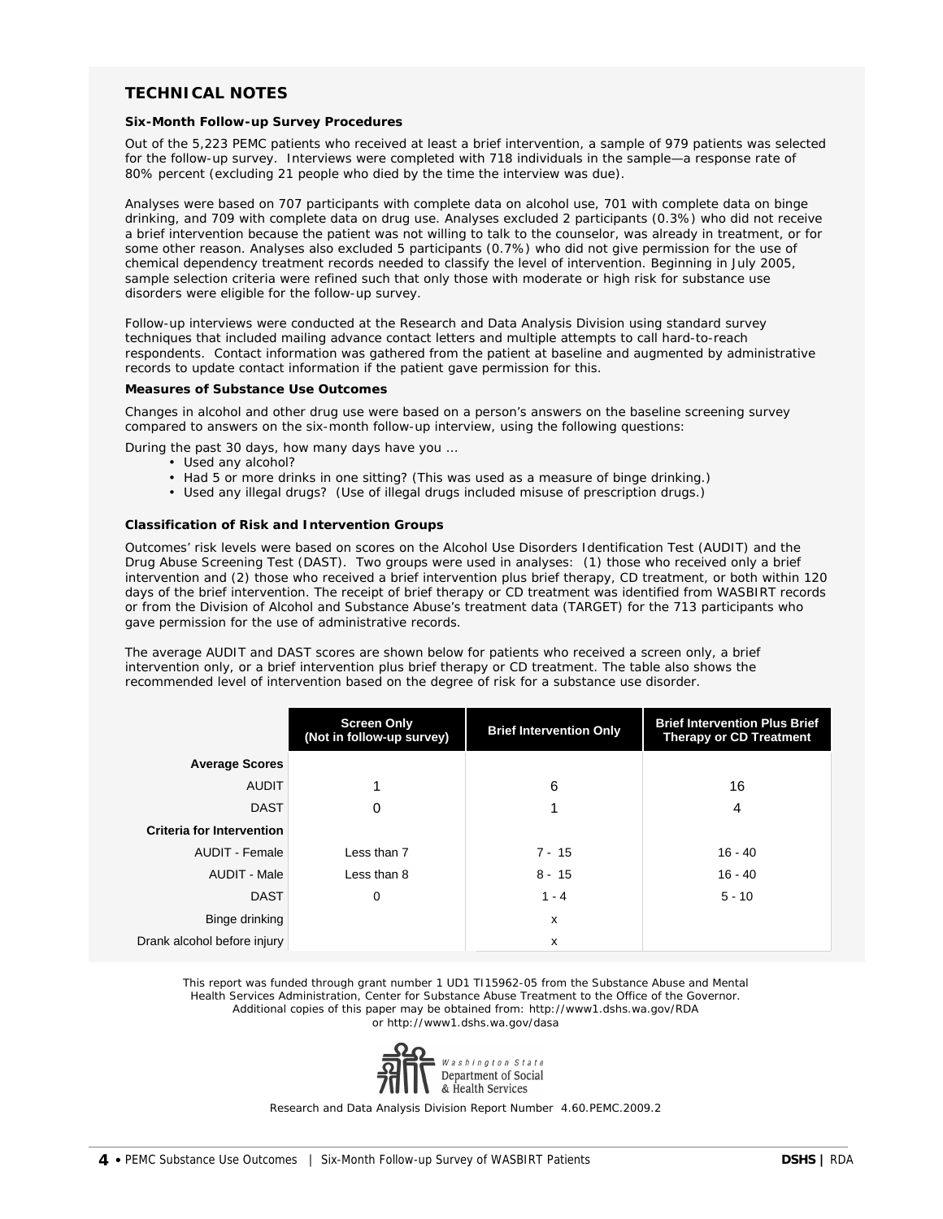## TECHNICAL NOTES

**Six-Month Follow-up Survey Procedures**

Out of the 5,223 PEMC patients who received at least a brief intervention, a sample of 979 patients was selected for the follow-up survey. Interviews were completed with 718 individuals in the sample—a response rate of 80% percent (excluding 21 people who died by the time the interview was due).

Analyses were based on 707 participants with complete data on alcohol use, 701 with complete data on binge drinking, and 709 with complete data on drug use. Analyses excluded 2 participants (0.3%) who did not receive a brief intervention because the patient was not willing to talk to the counselor, was already in treatment, or for some other reason. Analyses also excluded 5 participants (0.7%) who did not give permission for the use of chemical dependency treatment records needed to classify the level of intervention. Beginning in July 2005, sample selection criteria were refined such that only those with moderate or high risk for substance use disorders were eligible for the follow-up survey.

Follow-up interviews were conducted at the Research and Data Analysis Division using standard survey techniques that included mailing advance contact letters and multiple attempts to call hard-to-reach respondents. Contact information was gathered from the patient at baseline and augmented by administrative records to update contact information if the patient gave permission for this.

**Measures of Substance Use Outcomes**

Changes in alcohol and other drug use were based on a person's answers on the baseline screening survey compared to answers on the six-month follow-up interview, using the following questions:

During the past 30 days, how many days have you ...

- Used any alcohol?
- Had 5 or more drinks in one sitting? (This was used as a measure of binge drinking.)
- Used any illegal drugs? (Use of illegal drugs included misuse of prescription drugs.)

**Classification of Risk and Intervention Groups**

Outcomes' risk levels were based on scores on the Alcohol Use Disorders Identification Test (AUDIT) and the Drug Abuse Screening Test (DAST). Two groups were used in analyses: (1) those who received only a brief intervention and (2) those who received a brief intervention plus brief therapy, CD treatment, or both within 120 days of the brief intervention. The receipt of brief therapy or CD treatment was identified from WASBIRT records or from the Division of Alcohol and Substance Abuse's treatment data (TARGET) for the 713 participants who gave permission for the use of administrative records.

The average AUDIT and DAST scores are shown below for patients who received a screen only, a brief intervention only, or a brief intervention plus brief therapy or CD treatment. The table also shows the recommended level of intervention based on the degree of risk for a substance use disorder.

| | Screen Only (Not in follow-up survey) | Brief Intervention Only | Brief Intervention Plus Brief Therapy or CD Treatment |
|---|---|---|---|
| **Average Scores** | | | |
| AUDIT | 1 | 6 | 16 |
| DAST | 0 | 1 | 4 |
| **Criteria for Intervention** | | | |
| AUDIT - Female | Less than 7 | 7 - 15 | 16 - 40 |
| AUDIT - Male | Less than 8 | 8 - 15 | 16 - 40 |
| DAST | 0 | 1 - 4 | 5 - 10 |
| Binge drinking | | x | |
| Drank alcohol before injury | | x | |

This report was funded through grant number 1 UD1 TI15962-05 from the Substance Abuse and Mental Health Services Administration, Center for Substance Abuse Treatment to the Office of the Governor. Additional copies of this paper may be obtained from: http://www1.dshs.wa.gov/RDA or http://www1.dshs.wa.gov/dasa

Washington State Department of Social & Health Services

Research and Data Analysis Division Report Number 4.60.PEMC.2009.2